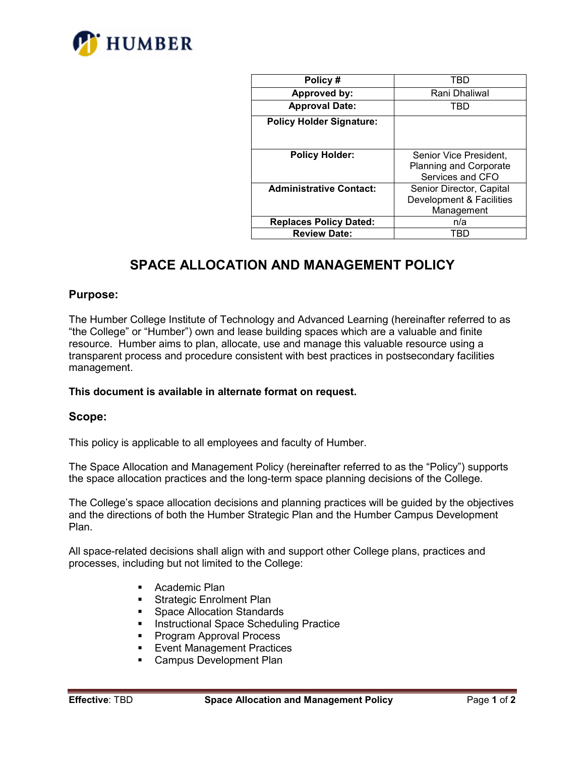| Policy # | TBD |
| --- | --- |
| Approved by: | Rani Dhaliwal |
| Approval Date: | TBD |
| Policy Holder Signature: | |
| Policy Holder: | Senior Vice President, Planning and Corporate Services and CFO |
| Administrative Contact: | Senior Director, Capital Development & Facilities Management |
| Replaces Policy Dated: | n/a |
| Review Date: | TBD |

# SPACE ALLOCATION AND MANAGEMENT POLICY

## Purpose:

The Humber College Institute of Technology and Advanced Learning (hereinafter referred to as "the College" or "Humber") own and lease building spaces which are a valuable and finite resource. Humber aims to plan, allocate, use and manage this valuable resource using a transparent process and procedure consistent with best practices in postsecondary facilities management.

**This document is available in alternate format on request.**

## Scope:

This policy is applicable to all employees and faculty of Humber.

The Space Allocation and Management Policy (hereinafter referred to as the "Policy") supports the space allocation practices and the long-term space planning decisions of the College.

The College's space allocation decisions and planning practices will be guided by the objectives and the directions of both the Humber Strategic Plan and the Humber Campus Development Plan.

All space-related decisions shall align with and support other College plans, practices and processes, including but not limited to the College:

- Academic Plan
- Strategic Enrolment Plan
- Space Allocation Standards
- Instructional Space Scheduling Practice
- Program Approval Process
- Event Management Practices
- Campus Development Plan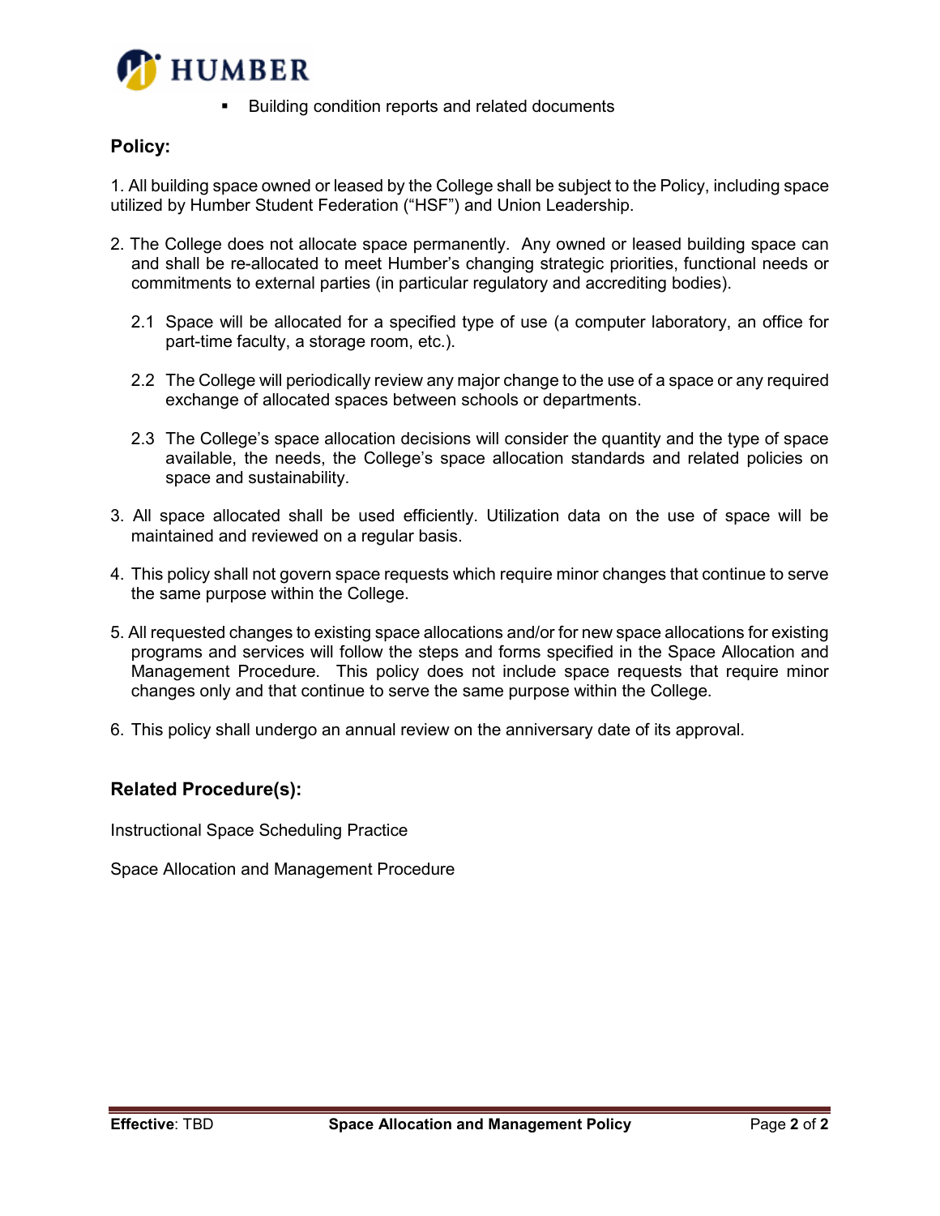- Building condition reports and related documents

## Policy:

1. All building space owned or leased by the College shall be subject to the Policy, including space utilized by Humber Student Federation (“HSF”) and Union Leadership.

2. The College does not allocate space permanently. Any owned or leased building space can and shall be re-allocated to meet Humber’s changing strategic priorities, functional needs or commitments to external parties (in particular regulatory and accrediting bodies).

   2.1 Space will be allocated for a specified type of use (a computer laboratory, an office for part-time faculty, a storage room, etc.).

   2.2 The College will periodically review any major change to the use of a space or any required exchange of allocated spaces between schools or departments.

   2.3 The College’s space allocation decisions will consider the quantity and the type of space available, the needs, the College’s space allocation standards and related policies on space and sustainability.

3. All space allocated shall be used efficiently. Utilization data on the use of space will be maintained and reviewed on a regular basis.

4. This policy shall not govern space requests which require minor changes that continue to serve the same purpose within the College.

5. All requested changes to existing space allocations and/or for new space allocations for existing programs and services will follow the steps and forms specified in the Space Allocation and Management Procedure. This policy does not include space requests that require minor changes only and that continue to serve the same purpose within the College.

6. This policy shall undergo an annual review on the anniversary date of its approval.

## Related Procedure(s):

Instructional Space Scheduling Practice

Space Allocation and Management Procedure